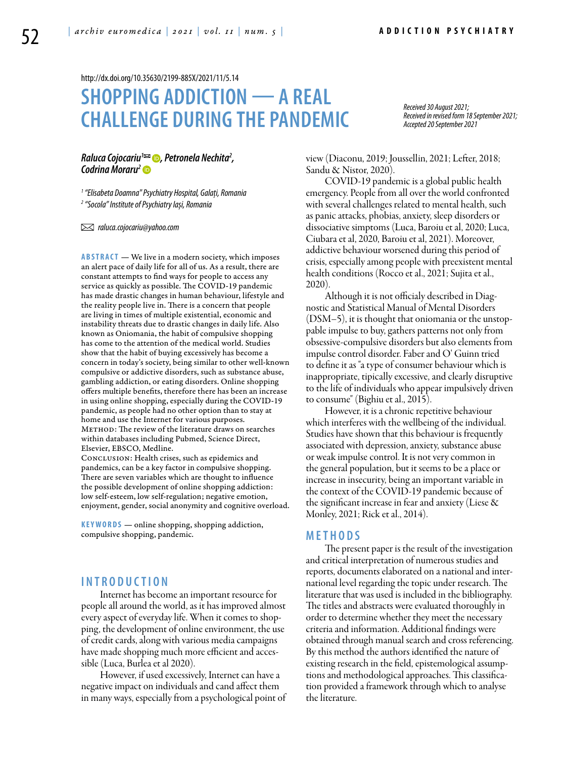http://dx.doi.org/10.35630/2199-885X/2021/11/5.14

# SHOPPING ADDICTION — A REAL CHALLENGE DURING THE PANDEMIC

*Received 30 August 2021;*
*Received in revised form 18 September 2021;*
*Accepted 20 September 2021*

***Raluca Cojocariu[1✉], Petronela Nechita[2], Codrina Moraru[2]***

*[1] "Elisabeta Doamna" Psychiatry Hospital, Galați, Romania*
*[2] "Socola" Institute of Psychiatry Iași, Romania*

✉ *raluca.cojocariu@yahoo.com*

**ABSTRACT** — We live in a modern society, which imposes an alert pace of daily life for all of us. As a result, there are constant attempts to find ways for people to access any service as quickly as possible. The COVID-19 pandemic has made drastic changes in human behaviour, lifestyle and the reality people live in. There is a concern that people are living in times of multiple existential, economic and instability threats due to drastic changes in daily life. Also known as Oniomania, the habit of compulsive shopping has come to the attention of the medical world. Studies show that the habit of buying excessively has become a concern in today's society, being similar to other well-known compulsive or addictive disorders, such as substance abuse, gambling addiction, or eating disorders. Online shopping offers multiple benefits, therefore there has been an increase in using online shopping, especially during the COVID-19 pandemic, as people had no other option than to stay at home and use the Internet for various purposes.
METHOD: The review of the literature draws on searches within databases including Pubmed, Science Direct, Elsevier, EBSCO, Medline.
CONCLUSION: Health crises, such as epidemics and pandemics, can be a key factor in compulsive shopping. There are seven variables which are thought to influence the possible development of online shopping addiction: low self-esteem, low self-regulation; negative emotion, enjoyment, gender, social anonymity and cognitive overload.

**KEYWORDS** — online shopping, shopping addiction, compulsive shopping, pandemic.

## INTRODUCTION

Internet has become an important resource for people all around the world, as it has improved almost every aspect of everyday life. When it comes to shopping, the development of online environment, the use of credit cards, along with various media campaigns have made shopping much more efficient and accessible (Luca, Burlea et al 2020).

However, if used excessively, Internet can have a negative impact on individuals and cand affect them in many ways, especially from a psychological point of view (Diaconu, 2019; Joussellin, 2021; Lefter, 2018; Sandu & Nistor, 2020).

COVID-19 pandemic is a global public health emergency. People from all over the world confronted with several challenges related to mental health, such as panic attacks, phobias, anxiety, sleep disorders or dissociative simptoms (Luca, Baroiu et al, 2020; Luca, Ciubara et al, 2020, Baroiu et al, 2021). Moreover, addictive behaviour worsened during this period of crisis, especially among people with preexistent mental health conditions (Rocco et al., 2021; Sujita et al., 2020).

Although it is not officialy described in Diagnostic and Statistical Manual of Mental Disorders (DSM–5), it is thought that oniomania or the unstoppable impulse to buy, gathers patterns not only from obsessive-compulsive disorders but also elements from impulse control disorder. Faber and O' Guinn tried to define it as "a type of consumer behaviour which is inappropriate, tipically excessive, and clearly disruptive to the life of individuals who appear impulsively driven to consume" (Bighiu et al., 2015).

However, it is a chronic repetitive behaviour which interferes with the wellbeing of the individual. Studies have shown that this behaviour is frequently associated with depression, anxiety, substance abuse or weak impulse control. It is not very common in the general population, but it seems to be a place or increase in insecurity, being an important variable in the context of the COVID-19 pandemic because of the significant increase in fear and anxiety (Liese & Monley, 2021; Rick et al., 2014).

## METHODS

The present paper is the result of the investigation and critical interpretation of numerous studies and reports, documents elaborated on a national and international level regarding the topic under research. The literature that was used is included in the bibliography. The titles and abstracts were evaluated thoroughly in order to determine whether they meet the necessary criteria and information. Additional findings were obtained through manual search and cross referencing. By this method the authors identified the nature of existing research in the field, epistemological assumptions and methodological approaches. This classification provided a framework through which to analyse the literature.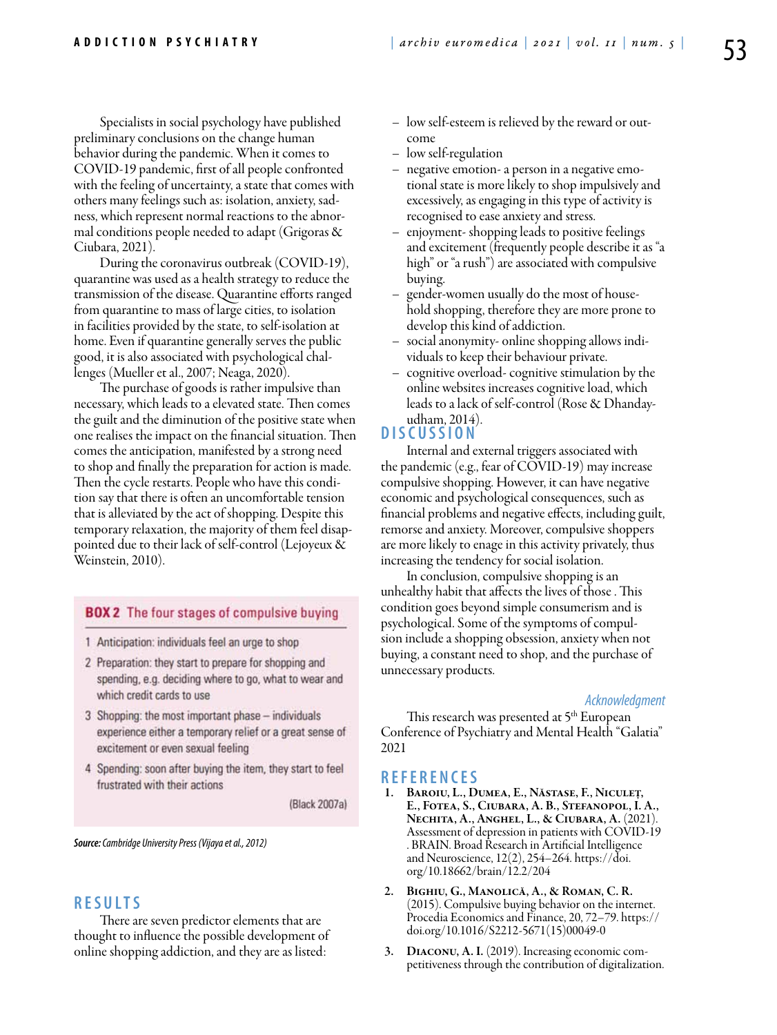Specialists in social psychology have published preliminary conclusions on the change human behavior during the pandemic. When it comes to COVID-19 pandemic, first of all people confronted with the feeling of uncertainty, a state that comes with others many feelings such as: isolation, anxiety, sadness, which represent normal reactions to the abnormal conditions people needed to adapt (Grigoras & Ciubara, 2021).

During the coronavirus outbreak (COVID-19), quarantine was used as a health strategy to reduce the transmission of the disease. Quarantine efforts ranged from quarantine to mass of large cities, to isolation in facilities provided by the state, to self-isolation at home. Even if quarantine generally serves the public good, it is also associated with psychological challenges (Mueller et al., 2007; Neaga, 2020).

The purchase of goods is rather impulsive than necessary, which leads to a elevated state. Then comes the guilt and the diminution of the positive state when one realises the impact on the financial situation. Then comes the anticipation, manifested by a strong need to shop and finally the preparation for action is made. Then the cycle restarts. People who have this condition say that there is often an uncomfortable tension that is alleviated by the act of shopping. Despite this temporary relaxation, the majority of them feel disappointed due to their lack of self-control (Lejoyeux & Weinstein, 2010).

**BOX 2 The four stages of compulsive buying**

1. Anticipation: individuals feel an urge to shop
2. Preparation: they start to prepare for shopping and spending, e.g. deciding where to go, what to wear and which credit cards to use
3. Shopping: the most important phase – individuals experience either a temporary relief or a great sense of excitement or even sexual feeling
4. Spending: soon after buying the item, they start to feel frustrated with their actions

(Black 2007a)

***Source:*** *Cambridge University Press (Vijaya et al., 2012)*

## RESULTS

There are seven predictor elements that are thought to influence the possible development of online shopping addiction, and they are as listed:

- low self-esteem is relieved by the reward or outcome
- low self-regulation
- negative emotion- a person in a negative emotional state is more likely to shop impulsively and excessively, as engaging in this type of activity is recognised to ease anxiety and stress.
- enjoyment- shopping leads to positive feelings and excitement (frequently people describe it as "a high" or "a rush") are associated with compulsive buying.
- gender-women usually do the most of household shopping, therefore they are more prone to develop this kind of addiction.
- social anonymity- online shopping allows individuals to keep their behaviour private.
- cognitive overload- cognitive stimulation by the online websites increases cognitive load, which leads to a lack of self-control (Rose & Dhandayudham, 2014).

## DISCUSSION

Internal and external triggers associated with the pandemic (e.g., fear of COVID-19) may increase compulsive shopping. However, it can have negative economic and psychological consequences, such as financial problems and negative effects, including guilt, remorse and anxiety. Moreover, compulsive shoppers are more likely to enage in this activity privately, thus increasing the tendency for social isolation.

In conclusion, compulsive shopping is an unhealthy habit that affects the lives of those . This condition goes beyond simple consumerism and is psychological. Some of the symptoms of compulsion include a shopping obsession, anxiety when not buying, a constant need to shop, and the purchase of unnecessary products.

### *Acknowledgment*

This research was presented at 5th European Conference of Psychiatry and Mental Health "Galatia" 2021

## REFERENCES

1. **Baroiu, L., Dumea, E., Năstase, F., Niculeț, E., Fotea, S., Ciubara, A. B., Stefanopol, I. A., Nechita, A., Anghel, L., & Ciubara, A.** (2021). Assessment of depression in patients with COVID-19 . BRAIN. Broad Research in Artificial Intelligence and Neuroscience, 12(2), 254–264. https://doi.org/10.18662/brain/12.2/204
2. **Bighiu, G., Manolică, A., & Roman, C. R.** (2015). Compulsive buying behavior on the internet. Procedia Economics and Finance, 20, 72–79. https://doi.org/10.1016/S2212-5671(15)00049-0
3. **Diaconu, A. I.** (2019). Increasing economic competitiveness through the contribution of digitalization.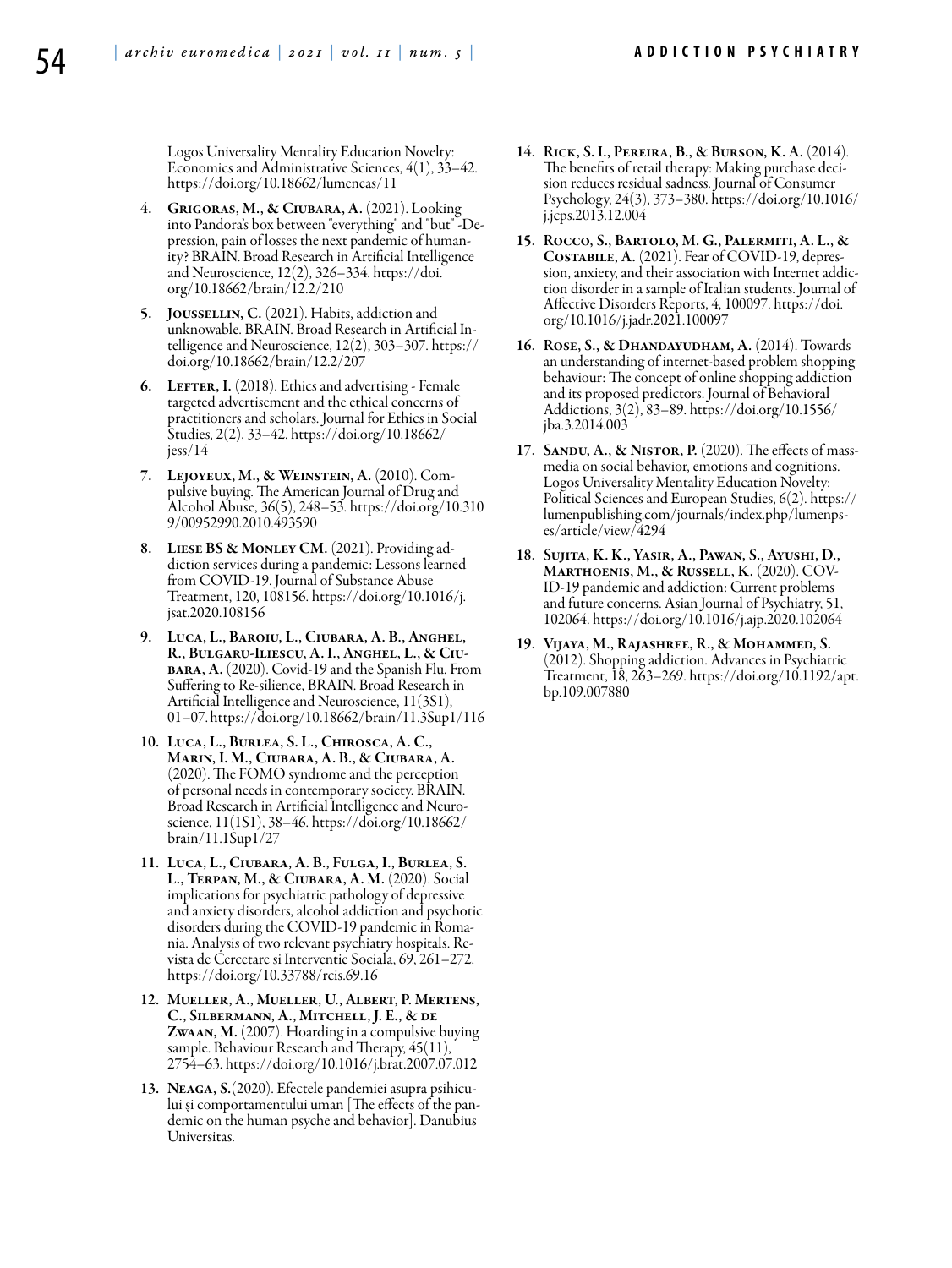Logos Universality Mentality Education Novelty: Economics and Administrative Sciences, 4(1), 33–42. https://doi.org/10.18662/lumeneas/11

4. **Grigoras, M., & Ciubara, A.** (2021). Looking into Pandora's box between "everything" and "but" -Depression, pain of losses the next pandemic of humanity? BRAIN. Broad Research in Artificial Intelligence and Neuroscience, 12(2), 326–334. https://doi.org/10.18662/brain/12.2/210

5. **Jousselin, C.** (2021). Habits, addiction and unknowable. BRAIN. Broad Research in Artificial Intelligence and Neuroscience, 12(2), 303–307. https://doi.org/10.18662/brain/12.2/207

6. **Lefter, I.** (2018). Ethics and advertising - Female targeted advertisement and the ethical concerns of practitioners and scholars. Journal for Ethics in Social Studies, 2(2), 33–42. https://doi.org/10.18662/jess/14

7. **Lejoyeux, M., & Weinstein, A.** (2010). Compulsive buying. The American Journal of Drug and Alcohol Abuse, 36(5), 248–53. https://doi.org/10.3109/00952990.2010.493590

8. **Liese BS & Monley CM.** (2021). Providing addiction services during a pandemic: Lessons learned from COVID-19. Journal of Substance Abuse Treatment, 120, 108156. https://doi.org/10.1016/j.jsat.2020.108156

9. **Luca, L., Baroiu, L., Ciubara, A. B., Anghel, R., Bulgaru-Iliescu, A. I., Anghel, L., & Ciubara, A.** (2020). Covid-19 and the Spanish Flu. From Suffering to Re-silience, BRAIN. Broad Research in Artificial Intelligence and Neuroscience, 11(3S1), 01–07. https://doi.org/10.18662/brain/11.3Sup1/116

10. **Luca, L., Burlea, S. L., Chirosca, A. C., Marin, I. M., Ciubara, A. B., & Ciubara, A.** (2020). The FOMO syndrome and the perception of personal needs in contemporary society. BRAIN. Broad Research in Artificial Intelligence and Neuroscience, 11(1S1), 38–46. https://doi.org/10.18662/brain/11.1Sup1/27

11. **Luca, L., Ciubara, A. B., Fulga, I., Burlea, S. L., Terpan, M., & Ciubara, A. M.** (2020). Social implications for psychiatric pathology of depressive and anxiety disorders, alcohol addiction and psychotic disorders during the COVID-19 pandemic in Romania. Analysis of two relevant psychiatry hospitals. Revista de Cercetare si Interventie Sociala, 69, 261–272. https://doi.org/10.33788/rcis.69.16

12. **Mueller, A., Mueller, U., Albert, P. Mertens, C., Silbermann, A., Mitchell, J. E., & de Zwaan, M.** (2007). Hoarding in a compulsive buying sample. Behaviour Research and Therapy, 45(11), 2754–63. https://doi.org/10.1016/j.brat.2007.07.012

13. **Neaga, S.**(2020). Efectele pandemiei asupra psihicului şi comportamentului uman [The effects of the pandemic on the human psyche and behavior]. Danubius Universitas.

14. **Rick, S. I., Pereira, B., & Burson, K. A.** (2014). The benefits of retail therapy: Making purchase decision reduces residual sadness. Journal of Consumer Psychology, 24(3), 373–380. https://doi.org/10.1016/j.jcps.2013.12.004

15. **Rocco, S., Bartolo, M. G., Palermiti, A. L., & Costabile, A.** (2021). Fear of COVID-19, depression, anxiety, and their association with Internet addiction disorder in a sample of Italian students. Journal of Affective Disorders Reports, 4, 100097. https://doi.org/10.1016/j.jadr.2021.100097

16. **Rose, S., & Dhandayudham, A.** (2014). Towards an understanding of internet-based problem shopping behaviour: The concept of online shopping addiction and its proposed predictors. Journal of Behavioral Addictions, 3(2), 83–89. https://doi.org/10.1556/jba.3.2014.003

17. **Sandu, A., & Nistor, P.** (2020). The effects of mass-media on social behavior, emotions and cognitions. Logos Universality Mentality Education Novelty: Political Sciences and European Studies, 6(2). https://lumenpublishing.com/journals/index.php/lumenpses/article/view/4294

18. **Sujita, K. K., Yasir, A., Pawan, S., Ayushi, D., Marthoenis, M., & Russell, K.** (2020). COVID-19 pandemic and addiction: Current problems and future concerns. Asian Journal of Psychiatry, 51, 102064. https://doi.org/10.1016/j.ajp.2020.102064

19. **Vijaya, M., Rajashree, R., & Mohammed, S.** (2012). Shopping addiction. Advances in Psychiatric Treatment, 18, 263–269. https://doi.org/10.1192/apt.bp.109.007880